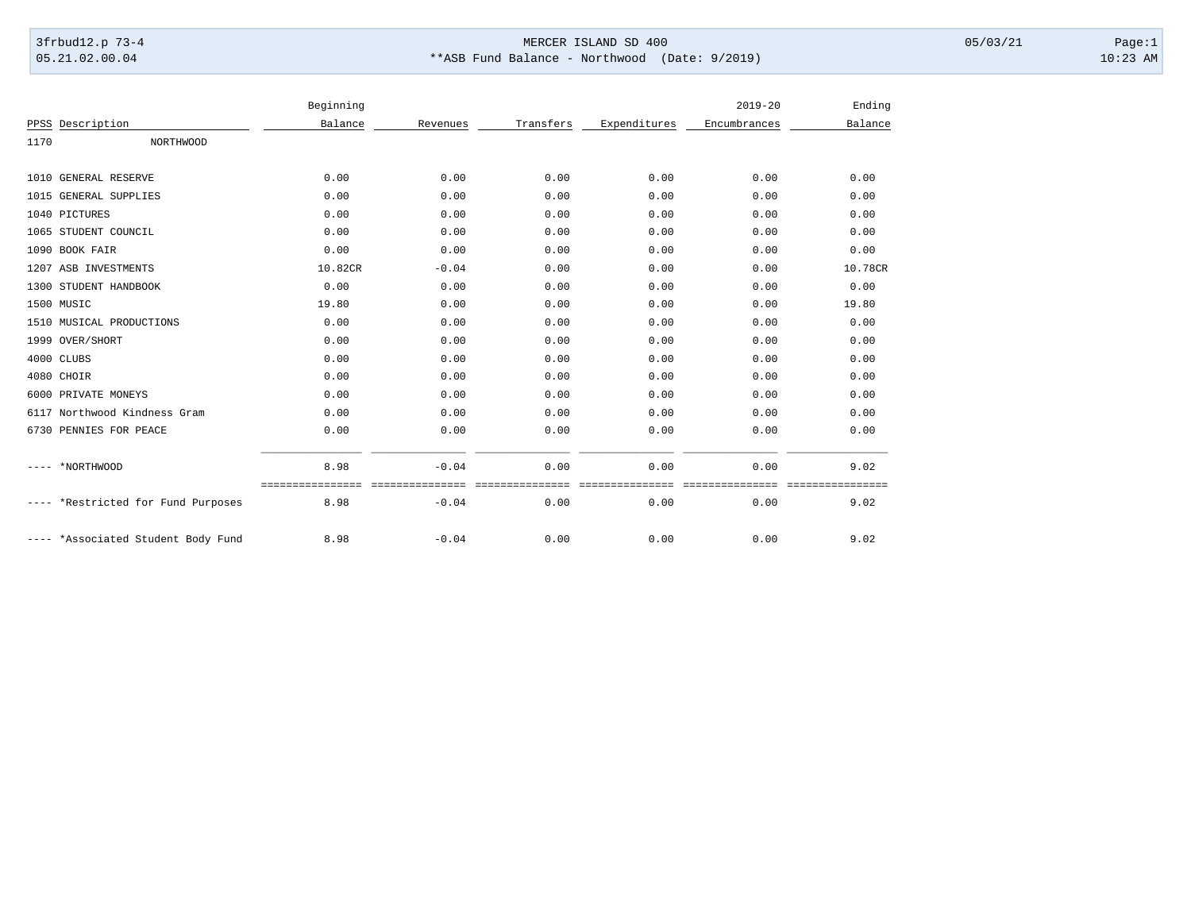3frbud12.p 73-4 MERCER ISLAND SD 400 05/03/21

05.21.02.00.04 **ASB Fund Balance - Northwood (Date: 9/2019) 10:23 AM

| PPSS | Description | Beginning Balance | Revenues | Transfers | Expenditures | 2019-20 Encumbrances | Ending Balance |
|---|---|---|---|---|---|---|---|
| 1170 | NORTHWOOD | | | | | | |
| 1010 | GENERAL RESERVE | 0.00 | 0.00 | 0.00 | 0.00 | 0.00 | 0.00 |
| 1015 | GENERAL SUPPLIES | 0.00 | 0.00 | 0.00 | 0.00 | 0.00 | 0.00 |
| 1040 | PICTURES | 0.00 | 0.00 | 0.00 | 0.00 | 0.00 | 0.00 |
| 1065 | STUDENT COUNCIL | 0.00 | 0.00 | 0.00 | 0.00 | 0.00 | 0.00 |
| 1090 | BOOK FAIR | 0.00 | 0.00 | 0.00 | 0.00 | 0.00 | 0.00 |
| 1207 | ASB INVESTMENTS | 10.82CR | -0.04 | 0.00 | 0.00 | 0.00 | 10.78CR |
| 1300 | STUDENT HANDBOOK | 0.00 | 0.00 | 0.00 | 0.00 | 0.00 | 0.00 |
| 1500 | MUSIC | 19.80 | 0.00 | 0.00 | 0.00 | 0.00 | 19.80 |
| 1510 | MUSICAL PRODUCTIONS | 0.00 | 0.00 | 0.00 | 0.00 | 0.00 | 0.00 |
| 1999 | OVER/SHORT | 0.00 | 0.00 | 0.00 | 0.00 | 0.00 | 0.00 |
| 4000 | CLUBS | 0.00 | 0.00 | 0.00 | 0.00 | 0.00 | 0.00 |
| 4080 | CHOIR | 0.00 | 0.00 | 0.00 | 0.00 | 0.00 | 0.00 |
| 6000 | PRIVATE MONEYS | 0.00 | 0.00 | 0.00 | 0.00 | 0.00 | 0.00 |
| 6117 | Northwood Kindness Gram | 0.00 | 0.00 | 0.00 | 0.00 | 0.00 | 0.00 |
| 6730 | PENNIES FOR PEACE | 0.00 | 0.00 | 0.00 | 0.00 | 0.00 | 0.00 |
| ---- | *NORTHWOOD | 8.98 | -0.04 | 0.00 | 0.00 | 0.00 | 9.02 |
| ---- | *Restricted for Fund Purposes | 8.98 | -0.04 | 0.00 | 0.00 | 0.00 | 9.02 |
| ---- | *Associated Student Body Fund | 8.98 | -0.04 | 0.00 | 0.00 | 0.00 | 9.02 |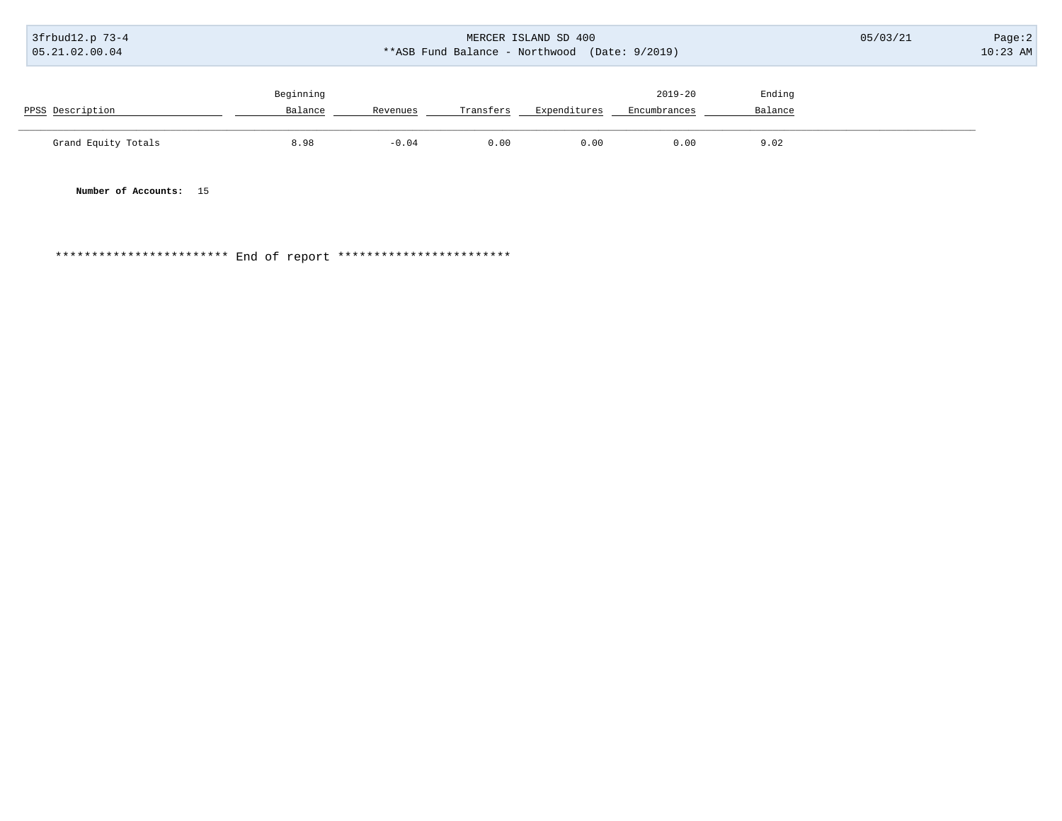| PPSS | Description | Beginning Balance | Revenues | Transfers | Expenditures | 2019-20 Encumbrances | Ending Balance |
|---|---|---|---|---|---|---|---|
| | Grand Equity Totals | 8.98 | -0.04 | 0.00 | 0.00 | 0.00 | 9.02 |

**Number of Accounts:** 15

************************ End of report ************************